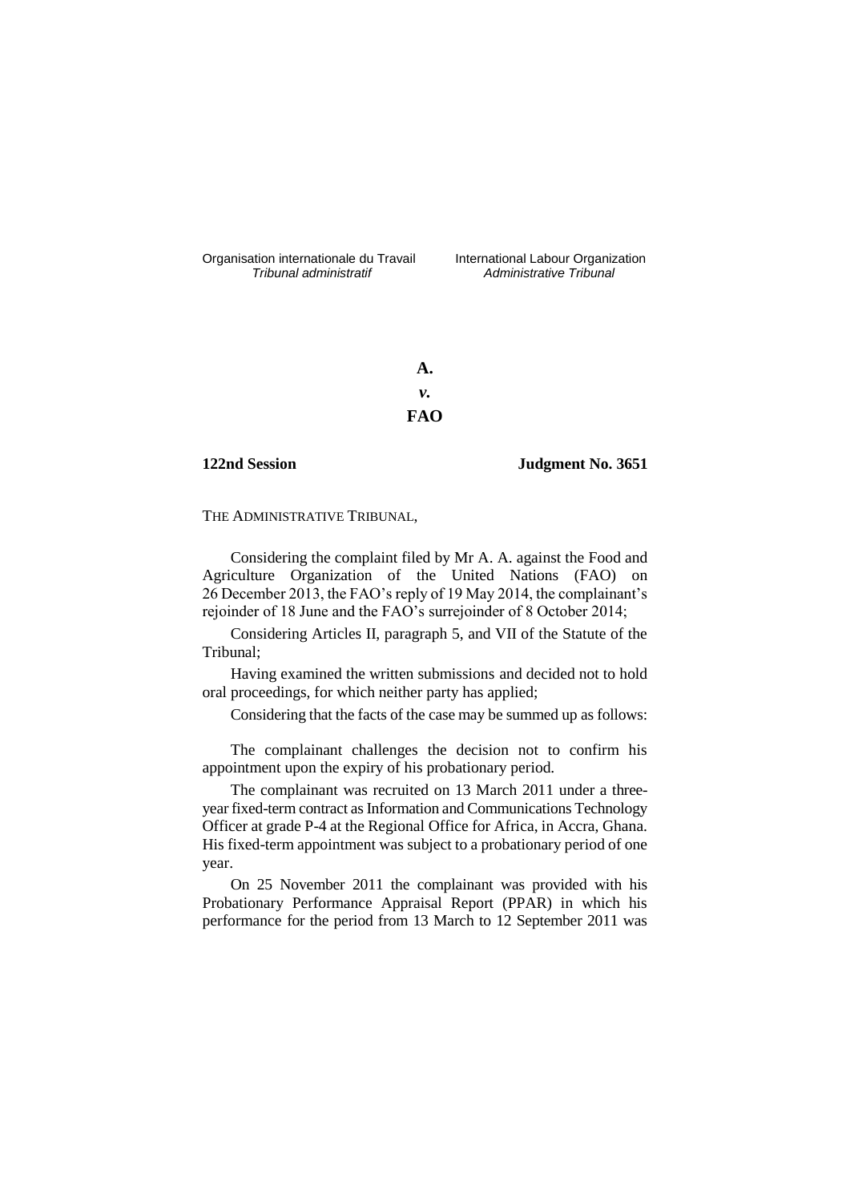Organisation internationale du Travail *Tribunal administratif*

International Labour Organization *Administrative Tribunal*

**A.**

***v.***

**FAO**

**122nd Session** **Judgment No. 3651**

THE ADMINISTRATIVE TRIBUNAL,

Considering the complaint filed by Mr A. A. against the Food and Agriculture Organization of the United Nations (FAO) on 26 December 2013, the FAO's reply of 19 May 2014, the complainant's rejoinder of 18 June and the FAO's surrejoinder of 8 October 2014;

Considering Articles II, paragraph 5, and VII of the Statute of the Tribunal;

Having examined the written submissions and decided not to hold oral proceedings, for which neither party has applied;

Considering that the facts of the case may be summed up as follows:

The complainant challenges the decision not to confirm his appointment upon the expiry of his probationary period.

The complainant was recruited on 13 March 2011 under a three-year fixed-term contract as Information and Communications Technology Officer at grade P-4 at the Regional Office for Africa, in Accra, Ghana. His fixed-term appointment was subject to a probationary period of one year.

On 25 November 2011 the complainant was provided with his Probationary Performance Appraisal Report (PPAR) in which his performance for the period from 13 March to 12 September 2011 was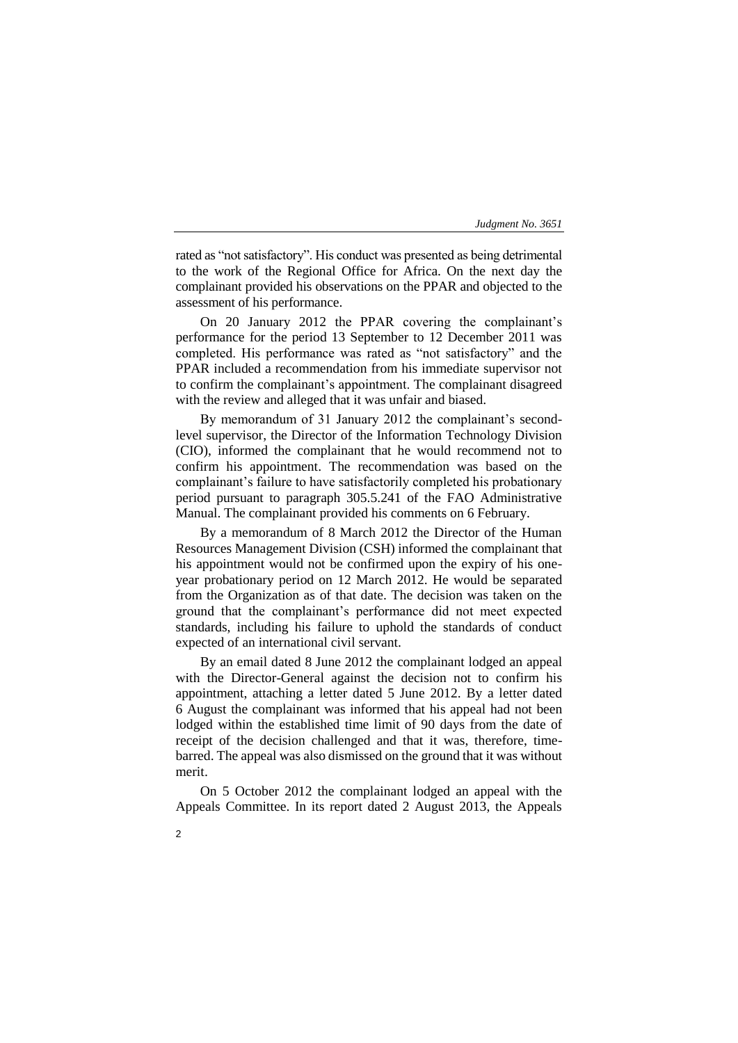rated as "not satisfactory". His conduct was presented as being detrimental to the work of the Regional Office for Africa. On the next day the complainant provided his observations on the PPAR and objected to the assessment of his performance.

On 20 January 2012 the PPAR covering the complainant's performance for the period 13 September to 12 December 2011 was completed. His performance was rated as "not satisfactory" and the PPAR included a recommendation from his immediate supervisor not to confirm the complainant's appointment. The complainant disagreed with the review and alleged that it was unfair and biased.

By memorandum of 31 January 2012 the complainant's second-level supervisor, the Director of the Information Technology Division (CIO), informed the complainant that he would recommend not to confirm his appointment. The recommendation was based on the complainant's failure to have satisfactorily completed his probationary period pursuant to paragraph 305.5.241 of the FAO Administrative Manual. The complainant provided his comments on 6 February.

By a memorandum of 8 March 2012 the Director of the Human Resources Management Division (CSH) informed the complainant that his appointment would not be confirmed upon the expiry of his one-year probationary period on 12 March 2012. He would be separated from the Organization as of that date. The decision was taken on the ground that the complainant's performance did not meet expected standards, including his failure to uphold the standards of conduct expected of an international civil servant.

By an email dated 8 June 2012 the complainant lodged an appeal with the Director-General against the decision not to confirm his appointment, attaching a letter dated 5 June 2012. By a letter dated 6 August the complainant was informed that his appeal had not been lodged within the established time limit of 90 days from the date of receipt of the decision challenged and that it was, therefore, time-barred. The appeal was also dismissed on the ground that it was without merit.

On 5 October 2012 the complainant lodged an appeal with the Appeals Committee. In its report dated 2 August 2013, the Appeals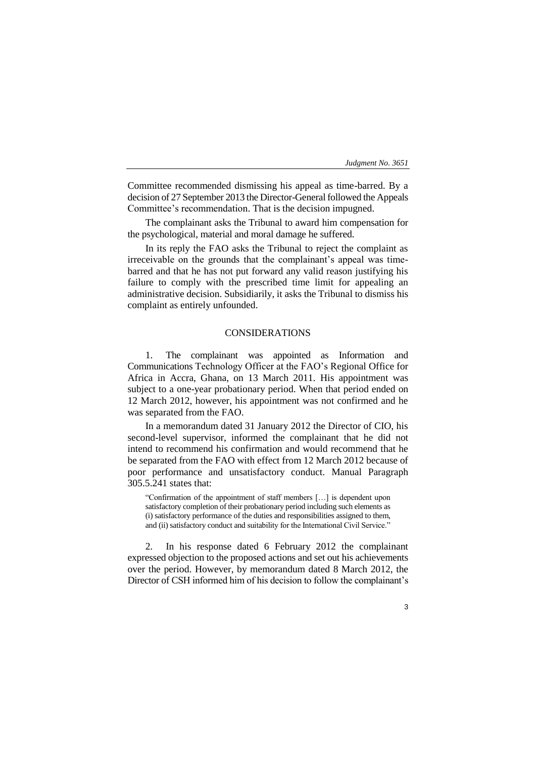Committee recommended dismissing his appeal as time-barred. By a decision of 27 September 2013 the Director-General followed the Appeals Committee's recommendation. That is the decision impugned.

The complainant asks the Tribunal to award him compensation for the psychological, material and moral damage he suffered.

In its reply the FAO asks the Tribunal to reject the complaint as irreceivable on the grounds that the complainant's appeal was time-barred and that he has not put forward any valid reason justifying his failure to comply with the prescribed time limit for appealing an administrative decision. Subsidiarily, it asks the Tribunal to dismiss his complaint as entirely unfounded.

## CONSIDERATIONS

1. The complainant was appointed as Information and Communications Technology Officer at the FAO's Regional Office for Africa in Accra, Ghana, on 13 March 2011. His appointment was subject to a one-year probationary period. When that period ended on 12 March 2012, however, his appointment was not confirmed and he was separated from the FAO.

In a memorandum dated 31 January 2012 the Director of CIO, his second-level supervisor, informed the complainant that he did not intend to recommend his confirmation and would recommend that he be separated from the FAO with effect from 12 March 2012 because of poor performance and unsatisfactory conduct. Manual Paragraph 305.5.241 states that:

> "Confirmation of the appointment of staff members […] is dependent upon satisfactory completion of their probationary period including such elements as (i) satisfactory performance of the duties and responsibilities assigned to them, and (ii) satisfactory conduct and suitability for the International Civil Service."

2. In his response dated 6 February 2012 the complainant expressed objection to the proposed actions and set out his achievements over the period. However, by memorandum dated 8 March 2012, the Director of CSH informed him of his decision to follow the complainant's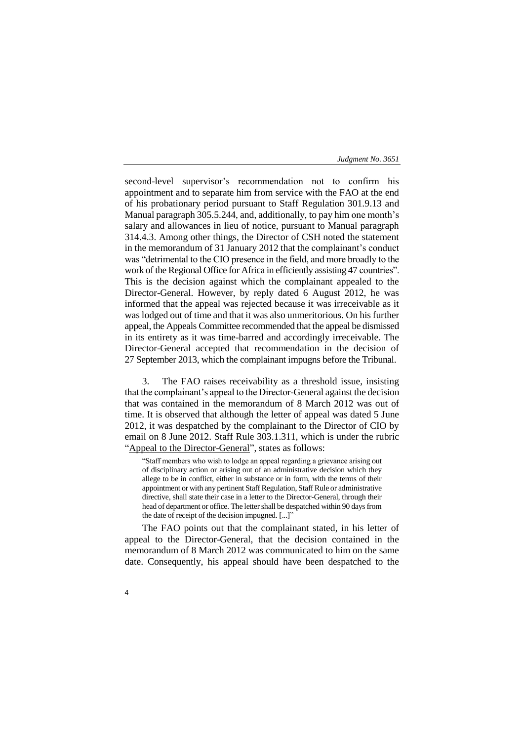second-level supervisor's recommendation not to confirm his appointment and to separate him from service with the FAO at the end of his probationary period pursuant to Staff Regulation 301.9.13 and Manual paragraph 305.5.244, and, additionally, to pay him one month's salary and allowances in lieu of notice, pursuant to Manual paragraph 314.4.3. Among other things, the Director of CSH noted the statement in the memorandum of 31 January 2012 that the complainant's conduct was "detrimental to the CIO presence in the field, and more broadly to the work of the Regional Office for Africa in efficiently assisting 47 countries". This is the decision against which the complainant appealed to the Director-General. However, by reply dated 6 August 2012, he was informed that the appeal was rejected because it was irreceivable as it was lodged out of time and that it was also unmeritorious. On his further appeal, the Appeals Committee recommended that the appeal be dismissed in its entirety as it was time-barred and accordingly irreceivable. The Director-General accepted that recommendation in the decision of 27 September 2013, which the complainant impugns before the Tribunal.

3. The FAO raises receivability as a threshold issue, insisting that the complainant's appeal to the Director-General against the decision that was contained in the memorandum of 8 March 2012 was out of time. It is observed that although the letter of appeal was dated 5 June 2012, it was despatched by the complainant to the Director of CIO by email on 8 June 2012. Staff Rule 303.1.311, which is under the rubric "Appeal to the Director-General", states as follows:

> "Staff members who wish to lodge an appeal regarding a grievance arising out of disciplinary action or arising out of an administrative decision which they allege to be in conflict, either in substance or in form, with the terms of their appointment or with any pertinent Staff Regulation, Staff Rule or administrative directive, shall state their case in a letter to the Director-General, through their head of department or office. The letter shall be despatched within 90 days from the date of receipt of the decision impugned. [...]"

The FAO points out that the complainant stated, in his letter of appeal to the Director-General, that the decision contained in the memorandum of 8 March 2012 was communicated to him on the same date. Consequently, his appeal should have been despatched to the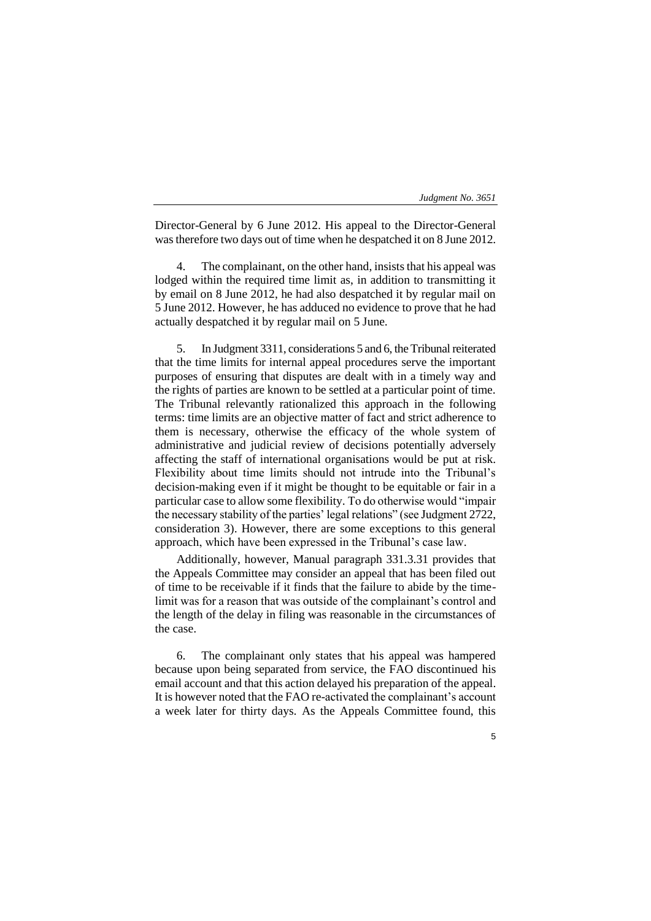Director-General by 6 June 2012. His appeal to the Director-General was therefore two days out of time when he despatched it on 8 June 2012.

4. The complainant, on the other hand, insists that his appeal was lodged within the required time limit as, in addition to transmitting it by email on 8 June 2012, he had also despatched it by regular mail on 5 June 2012. However, he has adduced no evidence to prove that he had actually despatched it by regular mail on 5 June.

5. In Judgment 3311, considerations 5 and 6, the Tribunal reiterated that the time limits for internal appeal procedures serve the important purposes of ensuring that disputes are dealt with in a timely way and the rights of parties are known to be settled at a particular point of time. The Tribunal relevantly rationalized this approach in the following terms: time limits are an objective matter of fact and strict adherence to them is necessary, otherwise the efficacy of the whole system of administrative and judicial review of decisions potentially adversely affecting the staff of international organisations would be put at risk. Flexibility about time limits should not intrude into the Tribunal's decision-making even if it might be thought to be equitable or fair in a particular case to allow some flexibility. To do otherwise would "impair the necessary stability of the parties' legal relations" (see Judgment 2722, consideration 3). However, there are some exceptions to this general approach, which have been expressed in the Tribunal's case law.

Additionally, however, Manual paragraph 331.3.31 provides that the Appeals Committee may consider an appeal that has been filed out of time to be receivable if it finds that the failure to abide by the time-limit was for a reason that was outside of the complainant's control and the length of the delay in filing was reasonable in the circumstances of the case.

6. The complainant only states that his appeal was hampered because upon being separated from service, the FAO discontinued his email account and that this action delayed his preparation of the appeal. It is however noted that the FAO re-activated the complainant's account a week later for thirty days. As the Appeals Committee found, this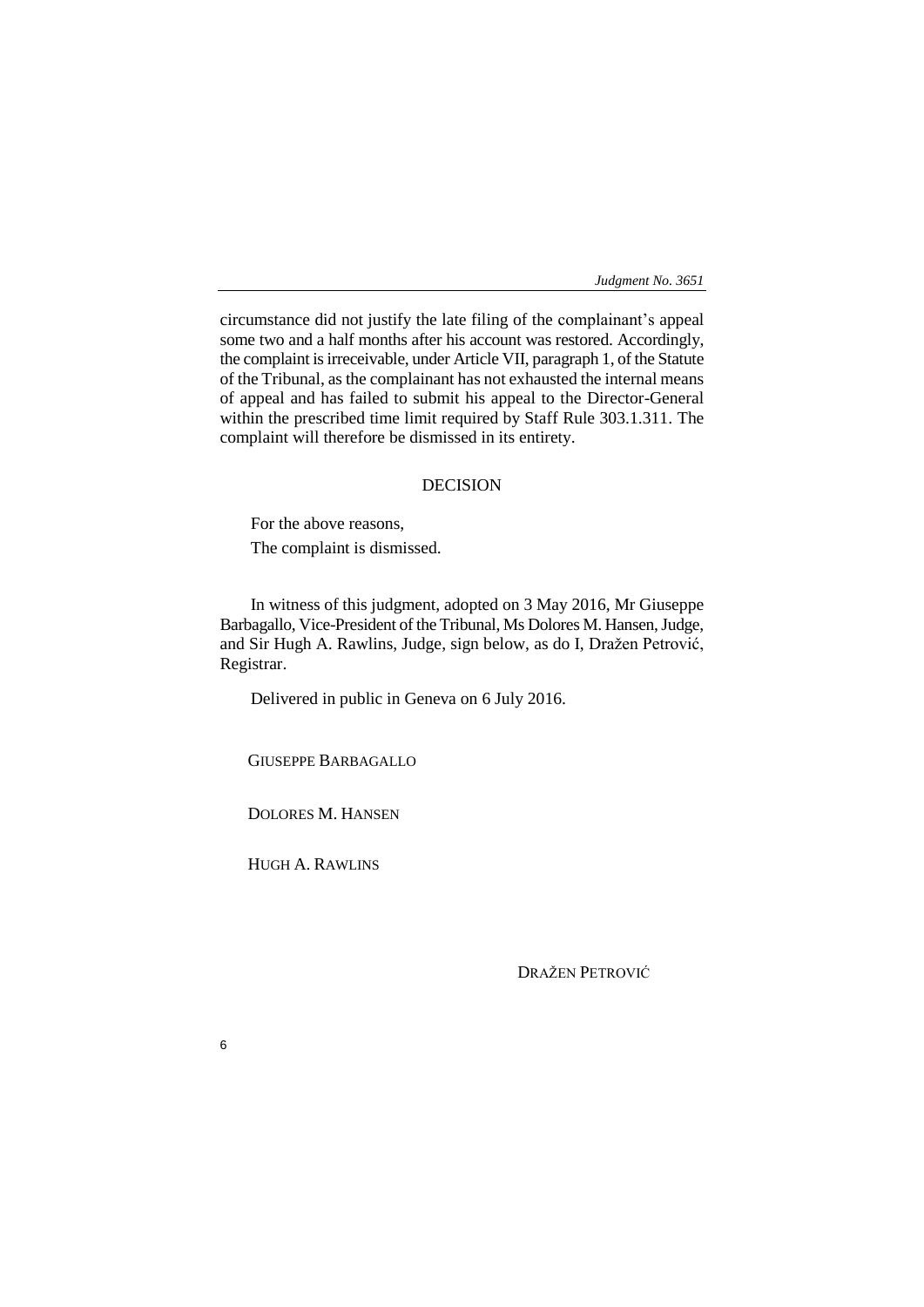circumstance did not justify the late filing of the complainant's appeal some two and a half months after his account was restored. Accordingly, the complaint is irreceivable, under Article VII, paragraph 1, of the Statute of the Tribunal, as the complainant has not exhausted the internal means of appeal and has failed to submit his appeal to the Director-General within the prescribed time limit required by Staff Rule 303.1.311. The complaint will therefore be dismissed in its entirety.

## DECISION

For the above reasons,

The complaint is dismissed.

In witness of this judgment, adopted on 3 May 2016, Mr Giuseppe Barbagallo, Vice-President of the Tribunal, Ms Dolores M. Hansen, Judge, and Sir Hugh A. Rawlins, Judge, sign below, as do I, Dražen Petrović, Registrar.

Delivered in public in Geneva on 6 July 2016.

GIUSEPPE BARBAGALLO

DOLORES M. HANSEN

HUGH A. RAWLINS

DRAŽEN PETROVIĆ